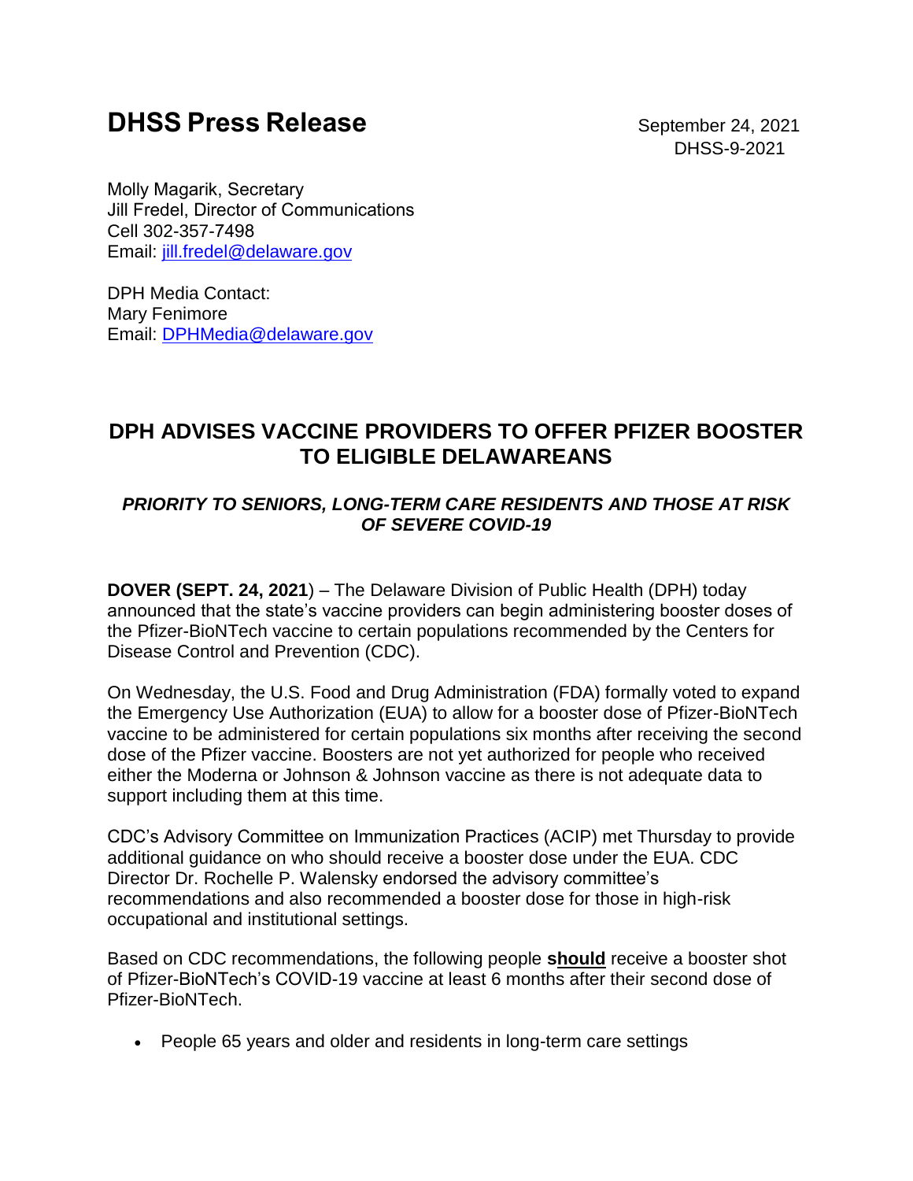# DHSS Press Release

September 24, 2021
DHSS-9-2021

Molly Magarik, Secretary
Jill Fredel, Director of Communications
Cell 302-357-7498
Email: jill.fredel@delaware.gov

DPH Media Contact:
Mary Fenimore
Email: DPHMedia@delaware.gov

## DPH ADVISES VACCINE PROVIDERS TO OFFER PFIZER BOOSTER TO ELIGIBLE DELAWAREANS

### *PRIORITY TO SENIORS, LONG-TERM CARE RESIDENTS AND THOSE AT RISK OF SEVERE COVID-19*

**DOVER (SEPT. 24, 2021**) – The Delaware Division of Public Health (DPH) today announced that the state's vaccine providers can begin administering booster doses of the Pfizer-BioNTech vaccine to certain populations recommended by the Centers for Disease Control and Prevention (CDC).

On Wednesday, the U.S. Food and Drug Administration (FDA) formally voted to expand the Emergency Use Authorization (EUA) to allow for a booster dose of Pfizer-BioNTech vaccine to be administered for certain populations six months after receiving the second dose of the Pfizer vaccine. Boosters are not yet authorized for people who received either the Moderna or Johnson & Johnson vaccine as there is not adequate data to support including them at this time.

CDC's Advisory Committee on Immunization Practices (ACIP) met Thursday to provide additional guidance on who should receive a booster dose under the EUA. CDC Director Dr. Rochelle P. Walensky endorsed the advisory committee's recommendations and also recommended a booster dose for those in high-risk occupational and institutional settings.

Based on CDC recommendations, the following people **should** receive a booster shot of Pfizer-BioNTech's COVID-19 vaccine at least 6 months after their second dose of Pfizer-BioNTech.

- People 65 years and older and residents in long-term care settings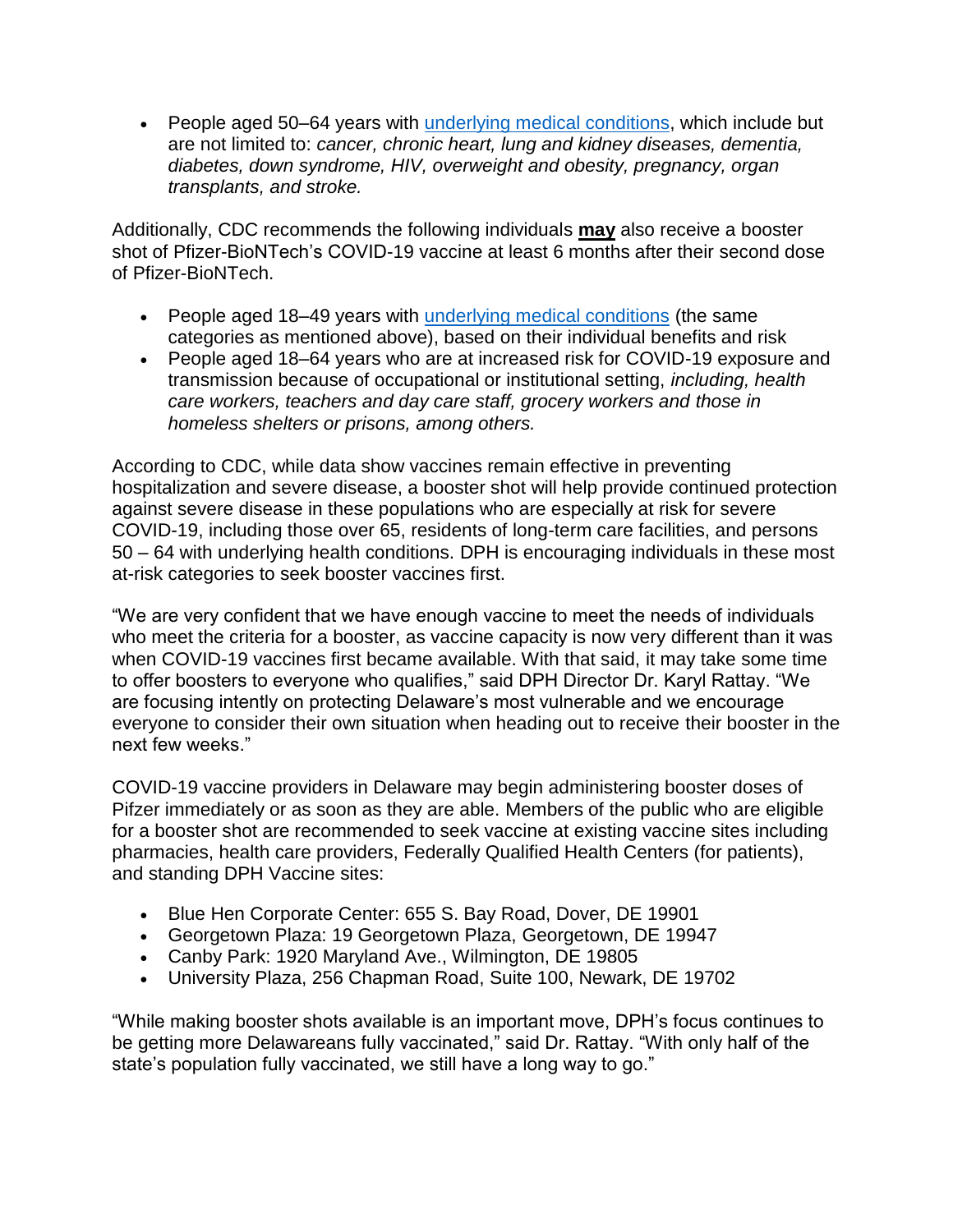- People aged 50–64 years with [underlying medical conditions](), which include but are not limited to: *cancer, chronic heart, lung and kidney diseases, dementia, diabetes, down syndrome, HIV, overweight and obesity, pregnancy, organ transplants, and stroke.*

Additionally, CDC recommends the following individuals **may** also receive a booster shot of Pfizer-BioNTech's COVID-19 vaccine at least 6 months after their second dose of Pfizer-BioNTech.

- People aged 18–49 years with [underlying medical conditions]() (the same categories as mentioned above), based on their individual benefits and risk
- People aged 18–64 years who are at increased risk for COVID-19 exposure and transmission because of occupational or institutional setting, *including, health care workers, teachers and day care staff, grocery workers and those in homeless shelters or prisons, among others.*

According to CDC, while data show vaccines remain effective in preventing hospitalization and severe disease, a booster shot will help provide continued protection against severe disease in these populations who are especially at risk for severe COVID-19, including those over 65, residents of long-term care facilities, and persons 50 – 64 with underlying health conditions. DPH is encouraging individuals in these most at-risk categories to seek booster vaccines first.

"We are very confident that we have enough vaccine to meet the needs of individuals who meet the criteria for a booster, as vaccine capacity is now very different than it was when COVID-19 vaccines first became available. With that said, it may take some time to offer boosters to everyone who qualifies," said DPH Director Dr. Karyl Rattay. "We are focusing intently on protecting Delaware's most vulnerable and we encourage everyone to consider their own situation when heading out to receive their booster in the next few weeks."

COVID-19 vaccine providers in Delaware may begin administering booster doses of Pfizer immediately or as soon as they are able. Members of the public who are eligible for a booster shot are recommended to seek vaccine at existing vaccine sites including pharmacies, health care providers, Federally Qualified Health Centers (for patients), and standing DPH Vaccine sites:

- Blue Hen Corporate Center: 655 S. Bay Road, Dover, DE 19901
- Georgetown Plaza: 19 Georgetown Plaza, Georgetown, DE 19947
- Canby Park: 1920 Maryland Ave., Wilmington, DE 19805
- University Plaza, 256 Chapman Road, Suite 100, Newark, DE 19702

"While making booster shots available is an important move, DPH's focus continues to be getting more Delawareans fully vaccinated," said Dr. Rattay. "With only half of the state's population fully vaccinated, we still have a long way to go."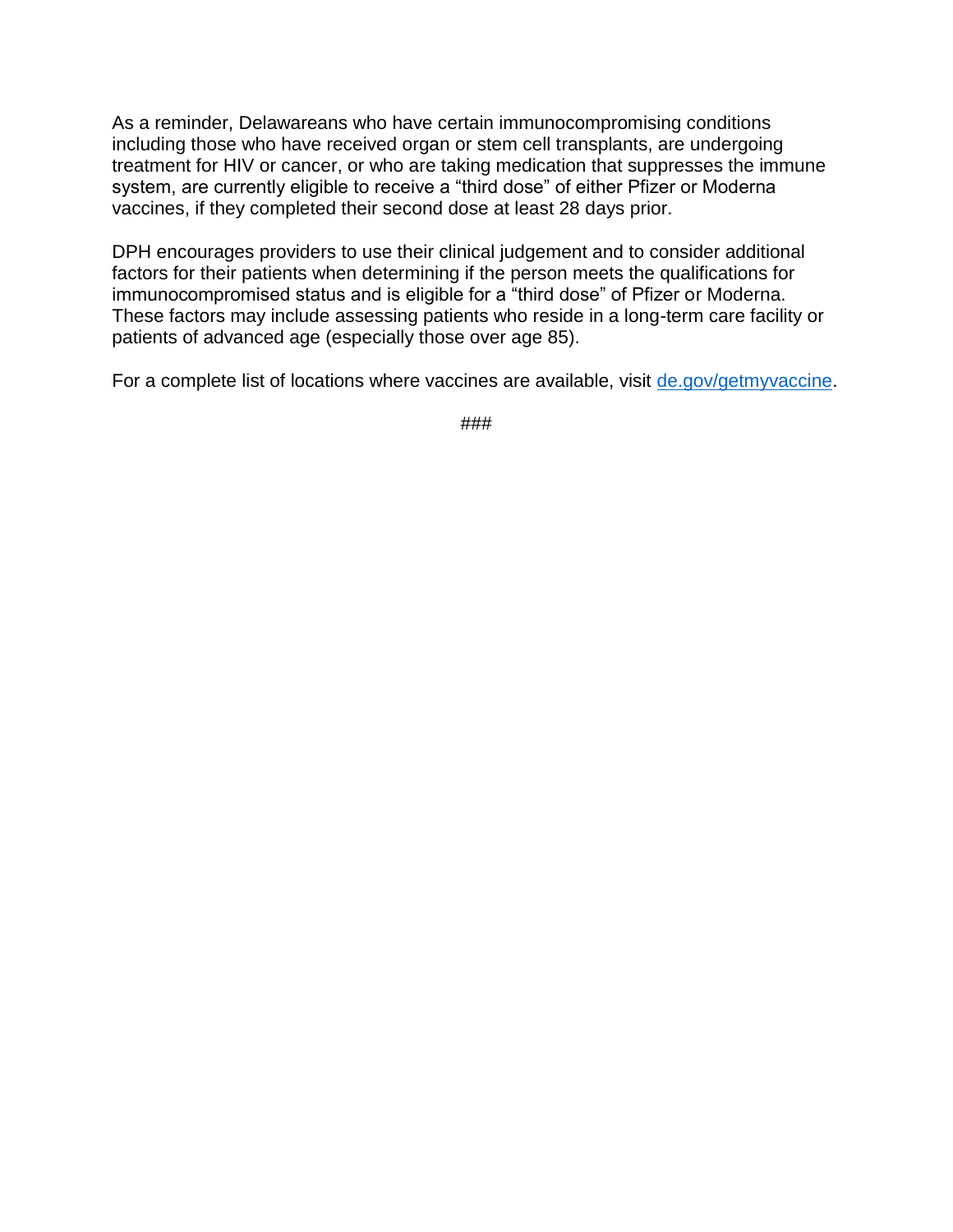As a reminder, Delawareans who have certain immunocompromising conditions including those who have received organ or stem cell transplants, are undergoing treatment for HIV or cancer, or who are taking medication that suppresses the immune system, are currently eligible to receive a "third dose" of either Pfizer or Moderna vaccines, if they completed their second dose at least 28 days prior.

DPH encourages providers to use their clinical judgement and to consider additional factors for their patients when determining if the person meets the qualifications for immunocompromised status and is eligible for a "third dose" of Pfizer or Moderna. These factors may include assessing patients who reside in a long-term care facility or patients of advanced age (especially those over age 85).

For a complete list of locations where vaccines are available, visit [de.gov/getmyvaccine](https://de.gov/getmyvaccine).

###